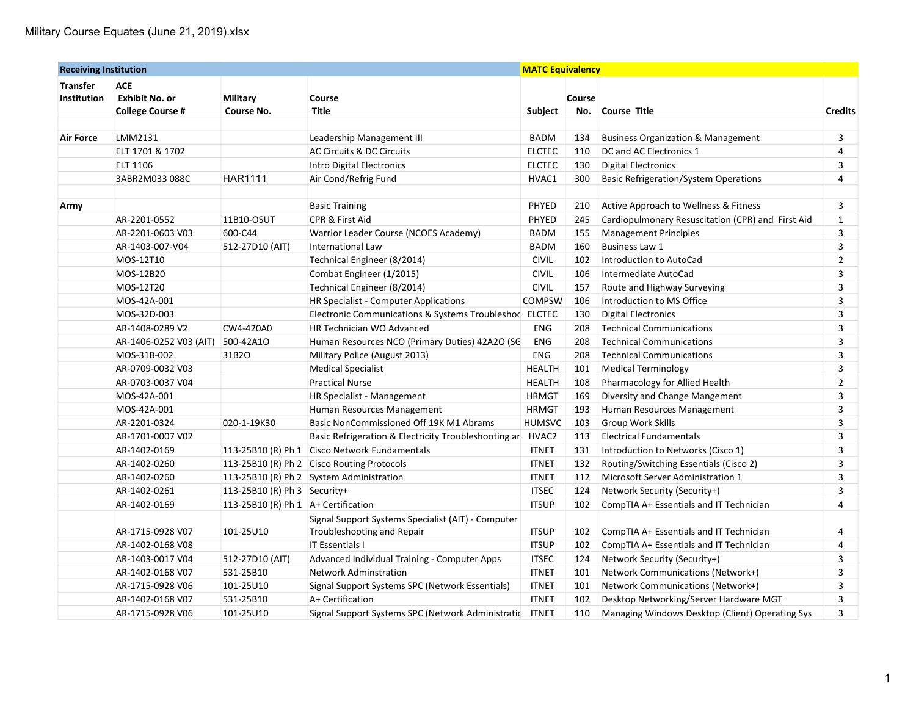Military Course Equates (June 21, 2019).xlsx

| Receiving Institution | | | | MATC Equivalency | | | |
|---|---|---|---|---|---|---|---|
| Transfer Institution | ACE Exhibit No. or College Course # | Military Course No. | Course Title | Subject | Course No. | Course Title | Credits |
| | | | | | | | |
| Air Force | LMM2131 | | Leadership Management III | BADM | 134 | Business Organization & Management | 3 |
| | ELT 1701 & 1702 | | AC Circuits & DC Circuits | ELCTEC | 110 | DC and AC Electronics 1 | 4 |
| | ELT 1106 | | Intro Digital Electronics | ELCTEC | 130 | Digital Electronics | 3 |
| | 3ABR2M033 088C | HAR1111 | Air Cond/Refrig Fund | HVAC1 | 300 | Basic Refrigeration/System Operations | 4 |
| | | | | | | | |
| Army | | | Basic Training | PHYED | 210 | Active Approach to Wellness & Fitness | 3 |
| | AR-2201-0552 | 11B10-OSUT | CPR & First Aid | PHYED | 245 | Cardiopulmonary Resuscitation (CPR) and First Aid | 1 |
| | AR-2201-0603 V03 | 600-C44 | Warrior Leader Course (NCOES Academy) | BADM | 155 | Management Principles | 3 |
| | AR-1403-007-V04 | 512-27D10 (AIT) | International Law | BADM | 160 | Business Law 1 | 3 |
| | MOS-12T10 | | Technical Engineer (8/2014) | CIVIL | 102 | Introduction to AutoCad | 2 |
| | MOS-12B20 | | Combat Engineer (1/2015) | CIVIL | 106 | Intermediate AutoCad | 3 |
| | MOS-12T20 | | Technical Engineer (8/2014) | CIVIL | 157 | Route and Highway Surveying | 3 |
| | MOS-42A-001 | | HR Specialist - Computer Applications | COMPSW | 106 | Introduction to MS Office | 3 |
| | MOS-32D-003 | | Electronic Communications & Systems Troubleshoo | ELCTEC | 130 | Digital Electronics | 3 |
| | AR-1408-0289 V2 | CW4-420A0 | HR Technician WO Advanced | ENG | 208 | Technical Communications | 3 |
| | AR-1406-0252 V03 (AIT) | 500-42A1O | Human Resources NCO (Primary Duties) 42A2O (SG | ENG | 208 | Technical Communications | 3 |
| | MOS-31B-002 | 31B2O | Military Police (August 2013) | ENG | 208 | Technical Communications | 3 |
| | AR-0709-0032 V03 | | Medical Specialist | HEALTH | 101 | Medical Terminology | 3 |
| | AR-0703-0037 V04 | | Practical Nurse | HEALTH | 108 | Pharmacology for Allied Health | 2 |
| | MOS-42A-001 | | HR Specialist - Management | HRMGT | 169 | Diversity and Change Mangement | 3 |
| | MOS-42A-001 | | Human Resources Management | HRMGT | 193 | Human Resources Management | 3 |
| | AR-2201-0324 | 020-1-19K30 | Basic NonCommissioned Off 19K M1 Abrams | HUMSVC | 103 | Group Work Skills | 3 |
| | AR-1701-0007 V02 | | Basic Refrigeration & Electricity Troubleshooting ar | HVAC2 | 113 | Electrical Fundamentals | 3 |
| | AR-1402-0169 | 113-25B10 (R) Ph 1 | Cisco Network Fundamentals | ITNET | 131 | Introduction to Networks (Cisco 1) | 3 |
| | AR-1402-0260 | 113-25B10 (R) Ph 2 | Cisco Routing Protocols | ITNET | 132 | Routing/Switching Essentials (Cisco 2) | 3 |
| | AR-1402-0260 | 113-25B10 (R) Ph 2 | System Administration | ITNET | 112 | Microsoft Server Administration 1 | 3 |
| | AR-1402-0261 | 113-25B10 (R) Ph 3 | Security+ | ITSEC | 124 | Network Security (Security+) | 3 |
| | AR-1402-0169 | 113-25B10 (R) Ph 1 | A+ Certification | ITSUP | 102 | CompTIA A+ Essentials and IT Technician | 4 |
| | AR-1715-0928 V07 | 101-25U10 | Signal Support Systems Specialist (AIT) - Computer Troubleshooting and Repair | ITSUP | 102 | CompTIA A+ Essentials and IT Technician | 4 |
| | AR-1402-0168 V08 | | IT Essentials I | ITSUP | 102 | CompTIA A+ Essentials and IT Technician | 4 |
| | AR-1403-0017 V04 | 512-27D10 (AIT) | Advanced Individual Training - Computer Apps | ITSEC | 124 | Network Security (Security+) | 3 |
| | AR-1402-0168 V07 | 531-25B10 | Network Adminstration | ITNET | 101 | Network Communications (Network+) | 3 |
| | AR-1715-0928 V06 | 101-25U10 | Signal Support Systems SPC (Network Essentials) | ITNET | 101 | Network Communications (Network+) | 3 |
| | AR-1402-0168 V07 | 531-25B10 | A+ Certification | ITNET | 102 | Desktop Networking/Server Hardware MGT | 3 |
| | AR-1715-0928 V06 | 101-25U10 | Signal Support Systems SPC (Network Administratio | ITNET | 110 | Managing Windows Desktop (Client) Operating Sys | 3 |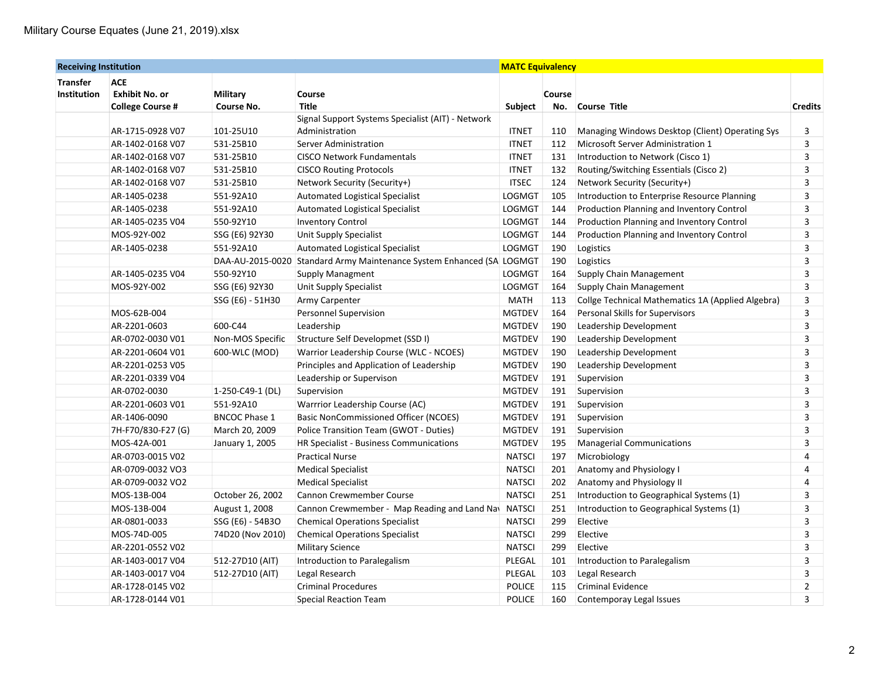Military Course Equates (June 21, 2019).xlsx

| Receiving Institution | | | | MATC Equivalency | | | |
|---|---|---|---|---|---|---|---|
| Transfer Institution | ACE Exhibit No. or College Course # | Military Course No. | Course Title | Subject | Course No. | Course Title | Credits |
| | AR-1715-0928 V07 | 101-25U10 | Signal Support Systems Specialist (AIT) - Network Administration | ITNET | 110 | Managing Windows Desktop (Client) Operating Sys | 3 |
| | AR-1402-0168 V07 | 531-25B10 | Server Administration | ITNET | 112 | Microsoft Server Administration 1 | 3 |
| | AR-1402-0168 V07 | 531-25B10 | CISCO Network Fundamentals | ITNET | 131 | Introduction to Network (Cisco 1) | 3 |
| | AR-1402-0168 V07 | 531-25B10 | CISCO Routing Protocols | ITNET | 132 | Routing/Switching Essentials (Cisco 2) | 3 |
| | AR-1402-0168 V07 | 531-25B10 | Network Security (Security+) | ITSEC | 124 | Network Security (Security+) | 3 |
| | AR-1405-0238 | 551-92A10 | Automated Logistical Specialist | LOGMGT | 105 | Introduction to Enterprise Resource Planning | 3 |
| | AR-1405-0238 | 551-92A10 | Automated Logistical Specialist | LOGMGT | 144 | Production Planning and Inventory Control | 3 |
| | AR-1405-0235 V04 | 550-92Y10 | Inventory Control | LOGMGT | 144 | Production Planning and Inventory Control | 3 |
| | MOS-92Y-002 | SSG (E6) 92Y30 | Unit Supply Specialist | LOGMGT | 144 | Production Planning and Inventory Control | 3 |
| | AR-1405-0238 | 551-92A10 | Automated Logistical Specialist | LOGMGT | 190 | Logistics | 3 |
| | | DAA-AU-2015-0020 | Standard Army Maintenance System Enhanced (SA | LOGMGT | 190 | Logistics | 3 |
| | AR-1405-0235 V04 | 550-92Y10 | Supply Managment | LOGMGT | 164 | Supply Chain Management | 3 |
| | MOS-92Y-002 | SSG (E6) 92Y30 | Unit Supply Specialist | LOGMGT | 164 | Supply Chain Management | 3 |
| | | SSG (E6) - 51H30 | Army Carpenter | MATH | 113 | Collge Technical Mathematics 1A (Applied Algebra) | 3 |
| | MOS-62B-004 | | Personnel Supervision | MGTDEV | 164 | Personal Skills for Supervisors | 3 |
| | AR-2201-0603 | 600-C44 | Leadership | MGTDEV | 190 | Leadership Development | 3 |
| | AR-0702-0030 V01 | Non-MOS Specific | Structure Self Developmet (SSD I) | MGTDEV | 190 | Leadership Development | 3 |
| | AR-2201-0604 V01 | 600-WLC (MOD) | Warrior Leadership Course (WLC - NCOES) | MGTDEV | 190 | Leadership Development | 3 |
| | AR-2201-0253 V05 | | Principles and Application of Leadership | MGTDEV | 190 | Leadership Development | 3 |
| | AR-2201-0339 V04 | | Leadership or Supervison | MGTDEV | 191 | Supervision | 3 |
| | AR-0702-0030 | 1-250-C49-1 (DL) | Supervision | MGTDEV | 191 | Supervision | 3 |
| | AR-2201-0603 V01 | 551-92A10 | Warrrior Leadership Course (AC) | MGTDEV | 191 | Supervision | 3 |
| | AR-1406-0090 | BNCOC Phase 1 | Basic NonCommissioned Officer (NCOES) | MGTDEV | 191 | Supervision | 3 |
| | 7H-F70/830-F27 (G) | March 20, 2009 | Police Transition Team (GWOT - Duties) | MGTDEV | 191 | Supervision | 3 |
| | MOS-42A-001 | January 1, 2005 | HR Specialist - Business Communications | MGTDEV | 195 | Managerial Communications | 3 |
| | AR-0703-0015 V02 | | Practical Nurse | NATSCI | 197 | Microbiology | 4 |
| | AR-0709-0032 VO3 | | Medical Specialist | NATSCI | 201 | Anatomy and Physiology I | 4 |
| | AR-0709-0032 VO2 | | Medical Specialist | NATSCI | 202 | Anatomy and Physiology II | 4 |
| | MOS-13B-004 | October 26, 2002 | Cannon Crewmember Course | NATSCI | 251 | Introduction to Geographical Systems (1) | 3 |
| | MOS-13B-004 | August 1, 2008 | Cannon Crewmember - Map Reading and Land Nav | NATSCI | 251 | Introduction to Geographical Systems (1) | 3 |
| | AR-0801-0033 | SSG (E6) - 54B3O | Chemical Operations Specialist | NATSCI | 299 | Elective | 3 |
| | MOS-74D-005 | 74D20 (Nov 2010) | Chemical Operations Specialist | NATSCI | 299 | Elective | 3 |
| | AR-2201-0552 V02 | | Military Science | NATSCI | 299 | Elective | 3 |
| | AR-1403-0017 V04 | 512-27D10 (AIT) | Introduction to Paralegalism | PLEGAL | 101 | Introduction to Paralegalism | 3 |
| | AR-1403-0017 V04 | 512-27D10 (AIT) | Legal Research | PLEGAL | 103 | Legal Research | 3 |
| | AR-1728-0145 V02 | | Criminal Procedures | POLICE | 115 | Criminal Evidence | 2 |
| | AR-1728-0144 V01 | | Special Reaction Team | POLICE | 160 | Contemporay Legal Issues | 3 |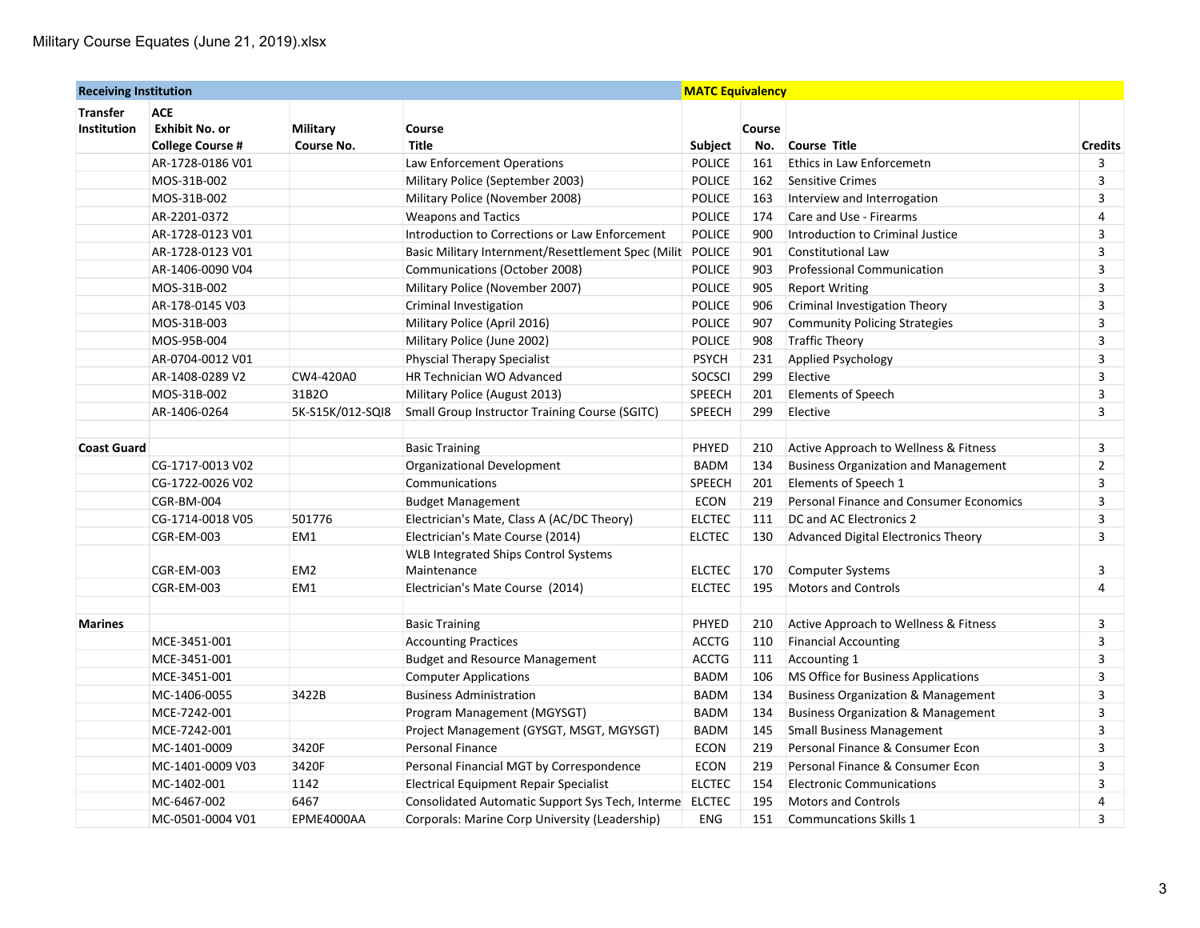Military Course Equates (June 21, 2019).xlsx

| Receiving Institution | | | | MATC Equivalency | | | |
|---|---|---|---|---|---|---|---|
| Transfer Institution | ACE Exhibit No. or College Course # | Military Course No. | Course Title | Subject | Course No. | Course Title | Credits |
| | AR-1728-0186 V01 | | Law Enforcement Operations | POLICE | 161 | Ethics in Law Enforcemetn | 3 |
| | MOS-31B-002 | | Military Police (September 2003) | POLICE | 162 | Sensitive Crimes | 3 |
| | MOS-31B-002 | | Military Police (November 2008) | POLICE | 163 | Interview and Interrogation | 3 |
| | AR-2201-0372 | | Weapons and Tactics | POLICE | 174 | Care and Use - Firearms | 4 |
| | AR-1728-0123 V01 | | Introduction to Corrections or Law Enforcement | POLICE | 900 | Introduction to Criminal Justice | 3 |
| | AR-1728-0123 V01 | | Basic Military Internment/Resettlement Spec (Milit | POLICE | 901 | Constitutional Law | 3 |
| | AR-1406-0090 V04 | | Communications (October 2008) | POLICE | 903 | Professional Communication | 3 |
| | MOS-31B-002 | | Military Police (November 2007) | POLICE | 905 | Report Writing | 3 |
| | AR-178-0145 V03 | | Criminal Investigation | POLICE | 906 | Criminal Investigation Theory | 3 |
| | MOS-31B-003 | | Military Police (April 2016) | POLICE | 907 | Community Policing Strategies | 3 |
| | MOS-95B-004 | | Military Police (June 2002) | POLICE | 908 | Traffic Theory | 3 |
| | AR-0704-0012 V01 | | Physcial Therapy Specialist | PSYCH | 231 | Applied Psychology | 3 |
| | AR-1408-0289 V2 | CW4-420A0 | HR Technician WO Advanced | SOCSCI | 299 | Elective | 3 |
| | MOS-31B-002 | 31B2O | Military Police (August 2013) | SPEECH | 201 | Elements of Speech | 3 |
| | AR-1406-0264 | 5K-S15K/012-SQI8 | Small Group Instructor Training Course (SGITC) | SPEECH | 299 | Elective | 3 |
| | | | | | | | |
| **Coast Guard** | | | Basic Training | PHYED | 210 | Active Approach to Wellness & Fitness | 3 |
| | CG-1717-0013 V02 | | Organizational Development | BADM | 134 | Business Organization and Management | 2 |
| | CG-1722-0026 V02 | | Communications | SPEECH | 201 | Elements of Speech 1 | 3 |
| | CGR-BM-004 | | Budget Management | ECON | 219 | Personal Finance and Consumer Economics | 3 |
| | CG-1714-0018 V05 | 501776 | Electrician's Mate, Class A (AC/DC Theory) | ELCTEC | 111 | DC and AC Electronics 2 | 3 |
| | CGR-EM-003 | EM1 | Electrician's Mate Course (2014) | ELCTEC | 130 | Advanced Digital Electronics Theory | 3 |
| | CGR-EM-003 | EM2 | WLB Integrated Ships Control Systems Maintenance | ELCTEC | 170 | Computer Systems | 3 |
| | CGR-EM-003 | EM1 | Electrician's Mate Course (2014) | ELCTEC | 195 | Motors and Controls | 4 |
| | | | | | | | |
| **Marines** | | | Basic Training | PHYED | 210 | Active Approach to Wellness & Fitness | 3 |
| | MCE-3451-001 | | Accounting Practices | ACCTG | 110 | Financial Accounting | 3 |
| | MCE-3451-001 | | Budget and Resource Management | ACCTG | 111 | Accounting 1 | 3 |
| | MCE-3451-001 | | Computer Applications | BADM | 106 | MS Office for Business Applications | 3 |
| | MC-1406-0055 | 3422B | Business Administration | BADM | 134 | Business Organization & Management | 3 |
| | MCE-7242-001 | | Program Management (MGYSGT) | BADM | 134 | Business Organization & Management | 3 |
| | MCE-7242-001 | | Project Management (GYSGT, MSGT, MGYSGT) | BADM | 145 | Small Business Management | 3 |
| | MC-1401-0009 | 3420F | Personal Finance | ECON | 219 | Personal Finance & Consumer Econ | 3 |
| | MC-1401-0009 V03 | 3420F | Personal Financial MGT by Correspondence | ECON | 219 | Personal Finance & Consumer Econ | 3 |
| | MC-1402-001 | 1142 | Electrical Equipment Repair Specialist | ELCTEC | 154 | Electronic Communications | 3 |
| | MC-6467-002 | 6467 | Consolidated Automatic Support Sys Tech, Interme | ELCTEC | 195 | Motors and Controls | 4 |
| | MC-0501-0004 V01 | EPME4000AA | Corporals: Marine Corp University (Leadership) | ENG | 151 | Communcations Skills 1 | 3 |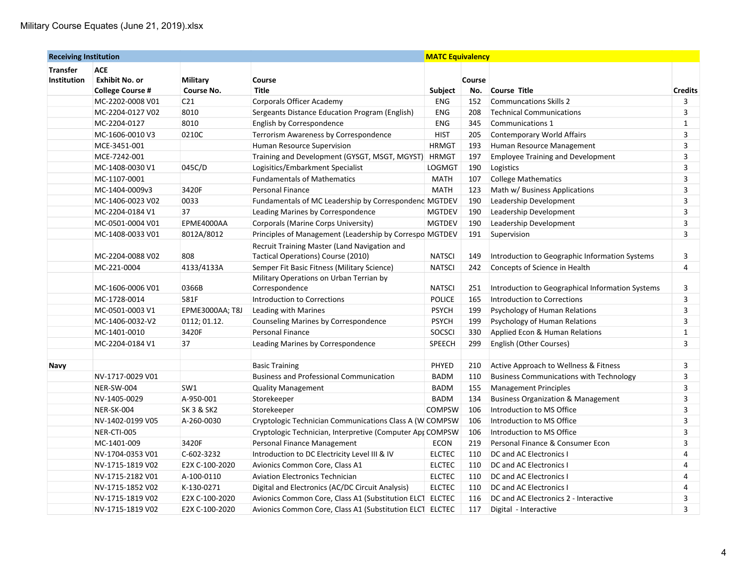Military Course Equates (June 21, 2019).xlsx

| Receiving Institution | | | | MATC Equivalency | | | |
|---|---|---|---|---|---|---|---|
| Transfer Institution | ACE Exhibit No. or College Course # | Military Course No. | Course Title | Subject | Course No. | Course Title | Credits |
| | MC-2202-0008 V01 | C21 | Corporals Officer Academy | ENG | 152 | Communcations Skills 2 | 3 |
| | MC-2204-0127 V02 | 8010 | Sergeants Distance Education Program (English) | ENG | 208 | Technical Communications | 3 |
| | MC-2204-0127 | 8010 | English by Correspondence | ENG | 345 | Communications 1 | 1 |
| | MC-1606-0010 V3 | 0210C | Terrorism Awareness by Correspondence | HIST | 205 | Contemporary World Affairs | 3 |
| | MCE-3451-001 | | Human Resource Supervision | HRMGT | 193 | Human Resource Management | 3 |
| | MCE-7242-001 | | Training and Development (GYSGT, MSGT, MGYST) | HRMGT | 197 | Employee Training and Development | 3 |
| | MC-1408-0030 V1 | 045C/D | Logisitics/Embarkment Specialist | LOGMGT | 190 | Logistics | 3 |
| | MC-1107-0001 | | Fundamentals of Mathematics | MATH | 107 | College Mathematics | 3 |
| | MC-1404-0009v3 | 3420F | Personal Finance | MATH | 123 | Math w/ Business Applications | 3 |
| | MC-1406-0023 V02 | 0033 | Fundamentals of MC Leadership by Correspondenc | MGTDEV | 190 | Leadership Development | 3 |
| | MC-2204-0184 V1 | 37 | Leading Marines by Correspondence | MGTDEV | 190 | Leadership Development | 3 |
| | MC-0501-0004 V01 | EPME4000AA | Corporals (Marine Corps University) | MGTDEV | 190 | Leadership Development | 3 |
| | MC-1408-0033 V01 | 8012A/8012 | Principles of Management (Leadership by Correspo | MGTDEV | 191 | Supervision | 3 |
| | MC-2204-0088 V02 | 808 | Recruit Training Master (Land Navigation and Tactical Operations) Course (2010) | NATSCI | 149 | Introduction to Geographic Information Systems | 3 |
| | MC-221-0004 | 4133/4133A | Semper Fit Basic Fitness (Military Science) | NATSCI | 242 | Concepts of Science in Health | 4 |
| | MC-1606-0006 V01 | 0366B | Military Operations on Urban Terrian by Correspondence | NATSCI | 251 | Introduction to Geographical Information Systems | 3 |
| | MC-1728-0014 | 581F | Introduction to Corrections | POLICE | 165 | Introduction to Corrections | 3 |
| | MC-0501-0003 V1 | EPME3000AA; T8J | Leading with Marines | PSYCH | 199 | Psychology of Human Relations | 3 |
| | MC-1406-0032-V2 | 0112; 01.12. | Counseling Marines by Correspondence | PSYCH | 199 | Psychology of Human Relations | 3 |
| | MC-1401-0010 | 3420F | Personal Finance | SOCSCI | 330 | Applied Econ & Human Relations | 1 |
| | MC-2204-0184 V1 | 37 | Leading Marines by Correspondence | SPEECH | 299 | English (Other Courses) | 3 |
| | | | | | | | |
| Navy | | | Basic Training | PHYED | 210 | Active Approach to Wellness & Fitness | 3 |
| | NV-1717-0029 V01 | | Business and Professional Communication | BADM | 110 | Business Communications with Technology | 3 |
| | NER-SW-004 | SW1 | Quality Management | BADM | 155 | Management Principles | 3 |
| | NV-1405-0029 | A-950-001 | Storekeeper | BADM | 134 | Business Organization & Management | 3 |
| | NER-SK-004 | SK 3 & SK2 | Storekeeper | COMPSW | 106 | Introduction to MS Office | 3 |
| | NV-1402-0199 V05 | A-260-0030 | Cryptologic Technician Communications Class A (W | COMPSW | 106 | Introduction to MS Office | 3 |
| | NER-CTI-005 | | Cryptologic Technician, Interpretive (Computer Ap | COMPSW | 106 | Introduction to MS Office | 3 |
| | MC-1401-009 | 3420F | Personal Finance Management | ECON | 219 | Personal Finance & Consumer Econ | 3 |
| | NV-1704-0353 V01 | C-602-3232 | Introduction to DC Electricity Level III & IV | ELCTEC | 110 | DC and AC Electronics I | 4 |
| | NV-1715-1819 V02 | E2X C-100-2020 | Avionics Common Core, Class A1 | ELCTEC | 110 | DC and AC Electronics I | 4 |
| | NV-1715-2182 V01 | A-100-0110 | Aviation Electronics Technician | ELCTEC | 110 | DC and AC Electronics I | 4 |
| | NV-1715-1852 V02 | K-130-0271 | Digital and Electronics (AC/DC Circuit Analysis) | ELCTEC | 110 | DC and AC Electronics I | 4 |
| | NV-1715-1819 V02 | E2X C-100-2020 | Avionics Common Core, Class A1 (Substitution ELCT | ELCTEC | 116 | DC and AC Electronics 2 - Interactive | 3 |
| | NV-1715-1819 V02 | E2X C-100-2020 | Avionics Common Core, Class A1 (Substitution ELCT | ELCTEC | 117 | Digital - Interactive | 3 |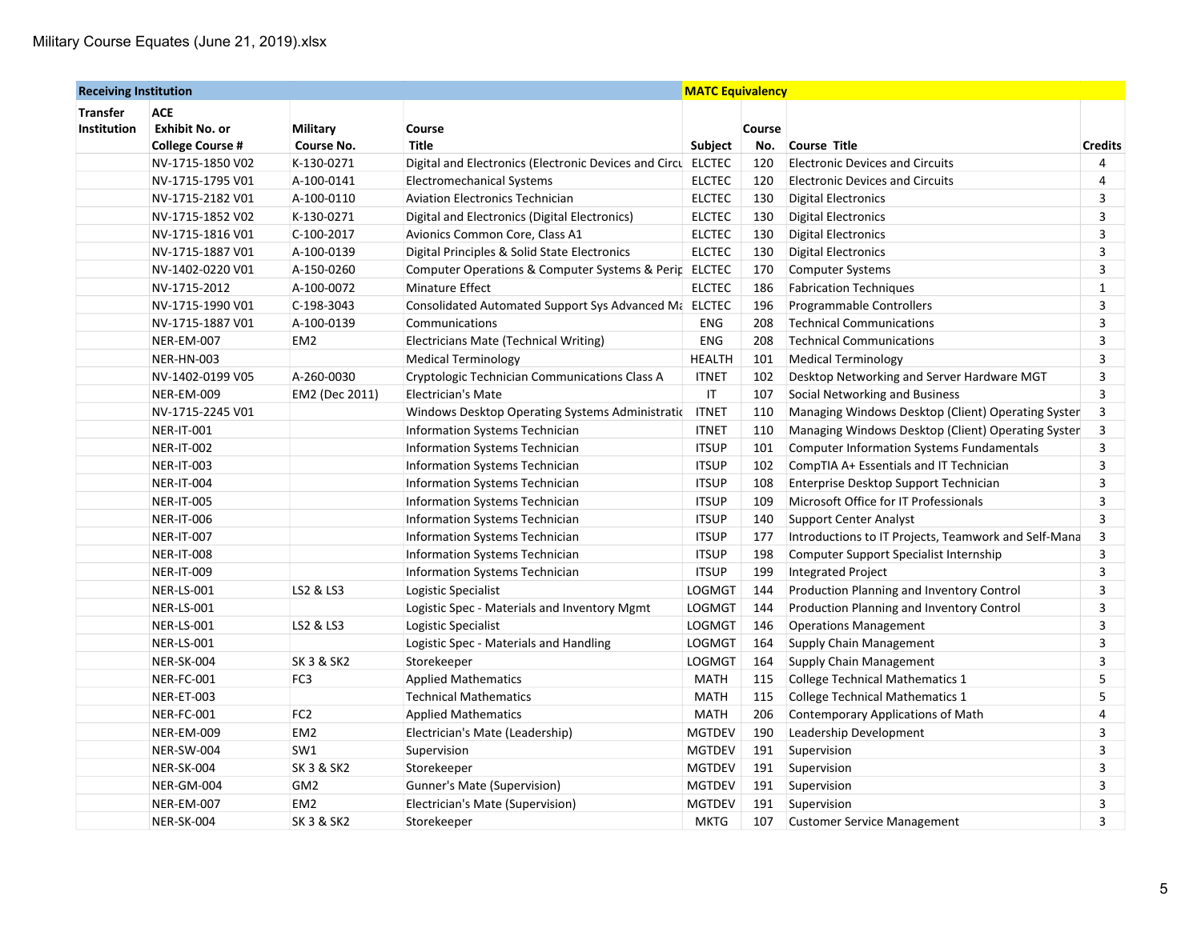Military Course Equates (June 21, 2019).xlsx

| Receiving Institution | | | | MATC Equivalency | | | |
|---|---|---|---|---|---|---|---|
| Transfer Institution | ACE Exhibit No. or College Course # | Military Course No. | Course Title | Subject | Course No. | Course Title | Credits |
| | NV-1715-1850 V02 | K-130-0271 | Digital and Electronics (Electronic Devices and Circu | ELCTEC | 120 | Electronic Devices and Circuits | 4 |
| | NV-1715-1795 V01 | A-100-0141 | Electromechanical Systems | ELCTEC | 120 | Electronic Devices and Circuits | 4 |
| | NV-1715-2182 V01 | A-100-0110 | Aviation Electronics Technician | ELCTEC | 130 | Digital Electronics | 3 |
| | NV-1715-1852 V02 | K-130-0271 | Digital and Electronics (Digital Electronics) | ELCTEC | 130 | Digital Electronics | 3 |
| | NV-1715-1816 V01 | C-100-2017 | Avionics Common Core, Class A1 | ELCTEC | 130 | Digital Electronics | 3 |
| | NV-1715-1887 V01 | A-100-0139 | Digital Principles & Solid State Electronics | ELCTEC | 130 | Digital Electronics | 3 |
| | NV-1402-0220 V01 | A-150-0260 | Computer Operations & Computer Systems & Perip | ELCTEC | 170 | Computer Systems | 3 |
| | NV-1715-2012 | A-100-0072 | Minature Effect | ELCTEC | 186 | Fabrication Techniques | 1 |
| | NV-1715-1990 V01 | C-198-3043 | Consolidated Automated Support Sys Advanced Ma | ELCTEC | 196 | Programmable Controllers | 3 |
| | NV-1715-1887 V01 | A-100-0139 | Communications | ENG | 208 | Technical Communications | 3 |
| | NER-EM-007 | EM2 | Electricians Mate (Technical Writing) | ENG | 208 | Technical Communications | 3 |
| | NER-HN-003 | | Medical Terminology | HEALTH | 101 | Medical Terminology | 3 |
| | NV-1402-0199 V05 | A-260-0030 | Cryptologic Technician Communications Class A | ITNET | 102 | Desktop Networking and Server Hardware MGT | 3 |
| | NER-EM-009 | EM2 (Dec 2011) | Electrician's Mate | IT | 107 | Social Networking and Business | 3 |
| | NV-1715-2245 V01 | | Windows Desktop Operating Systems Administratio | ITNET | 110 | Managing Windows Desktop (Client) Operating Syster | 3 |
| | NER-IT-001 | | Information Systems Technician | ITNET | 110 | Managing Windows Desktop (Client) Operating Syster | 3 |
| | NER-IT-002 | | Information Systems Technician | ITSUP | 101 | Computer Information Systems Fundamentals | 3 |
| | NER-IT-003 | | Information Systems Technician | ITSUP | 102 | CompTIA A+ Essentials and IT Technician | 3 |
| | NER-IT-004 | | Information Systems Technician | ITSUP | 108 | Enterprise Desktop Support Technician | 3 |
| | NER-IT-005 | | Information Systems Technician | ITSUP | 109 | Microsoft Office for IT Professionals | 3 |
| | NER-IT-006 | | Information Systems Technician | ITSUP | 140 | Support Center Analyst | 3 |
| | NER-IT-007 | | Information Systems Technician | ITSUP | 177 | Introductions to IT Projects, Teamwork and Self-Mana | 3 |
| | NER-IT-008 | | Information Systems Technician | ITSUP | 198 | Computer Support Specialist Internship | 3 |
| | NER-IT-009 | | Information Systems Technician | ITSUP | 199 | Integrated Project | 3 |
| | NER-LS-001 | LS2 & LS3 | Logistic Specialist | LOGMGT | 144 | Production Planning and Inventory Control | 3 |
| | NER-LS-001 | | Logistic Spec - Materials and Inventory Mgmt | LOGMGT | 144 | Production Planning and Inventory Control | 3 |
| | NER-LS-001 | LS2 & LS3 | Logistic Specialist | LOGMGT | 146 | Operations Management | 3 |
| | NER-LS-001 | | Logistic Spec - Materials and Handling | LOGMGT | 164 | Supply Chain Management | 3 |
| | NER-SK-004 | SK 3 & SK2 | Storekeeper | LOGMGT | 164 | Supply Chain Management | 3 |
| | NER-FC-001 | FC3 | Applied Mathematics | MATH | 115 | College Technical Mathematics 1 | 5 |
| | NER-ET-003 | | Technical Mathematics | MATH | 115 | College Technical Mathematics 1 | 5 |
| | NER-FC-001 | FC2 | Applied Mathematics | MATH | 206 | Contemporary Applications of Math | 4 |
| | NER-EM-009 | EM2 | Electrician's Mate (Leadership) | MGTDEV | 190 | Leadership Development | 3 |
| | NER-SW-004 | SW1 | Supervision | MGTDEV | 191 | Supervision | 3 |
| | NER-SK-004 | SK 3 & SK2 | Storekeeper | MGTDEV | 191 | Supervision | 3 |
| | NER-GM-004 | GM2 | Gunner's Mate (Supervision) | MGTDEV | 191 | Supervision | 3 |
| | NER-EM-007 | EM2 | Electrician's Mate (Supervision) | MGTDEV | 191 | Supervision | 3 |
| | NER-SK-004 | SK 3 & SK2 | Storekeeper | MKTG | 107 | Customer Service Management | 3 |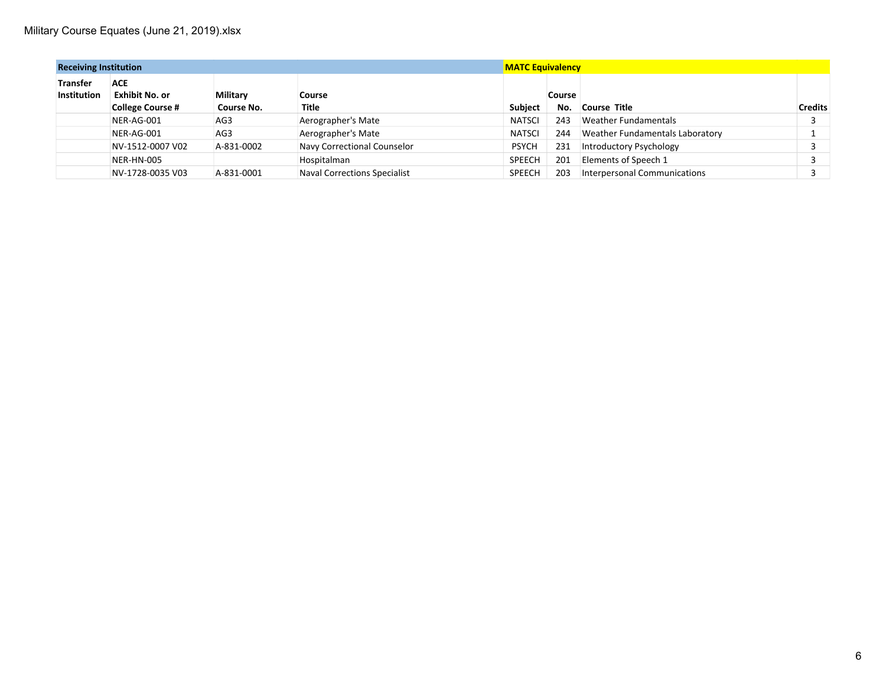Military Course Equates (June 21, 2019).xlsx

| Receiving Institution | | | | MATC Equivalency | | | |
|---|---|---|---|---|---|---|---|
| Transfer Institution | ACE Exhibit No. or College Course # | Military Course No. | Course Title | Subject | Course No. | Course Title | Credits |
| | NER-AG-001 | AG3 | Aerographer's Mate | NATSCI | 243 | Weather Fundamentals | 3 |
| | NER-AG-001 | AG3 | Aerographer's Mate | NATSCI | 244 | Weather Fundamentals Laboratory | 1 |
| | NV-1512-0007 V02 | A-831-0002 | Navy Correctional Counselor | PSYCH | 231 | Introductory Psychology | 3 |
| | NER-HN-005 | | Hospitalman | SPEECH | 201 | Elements of Speech 1 | 3 |
| | NV-1728-0035 V03 | A-831-0001 | Naval Corrections Specialist | SPEECH | 203 | Interpersonal Communications | 3 |